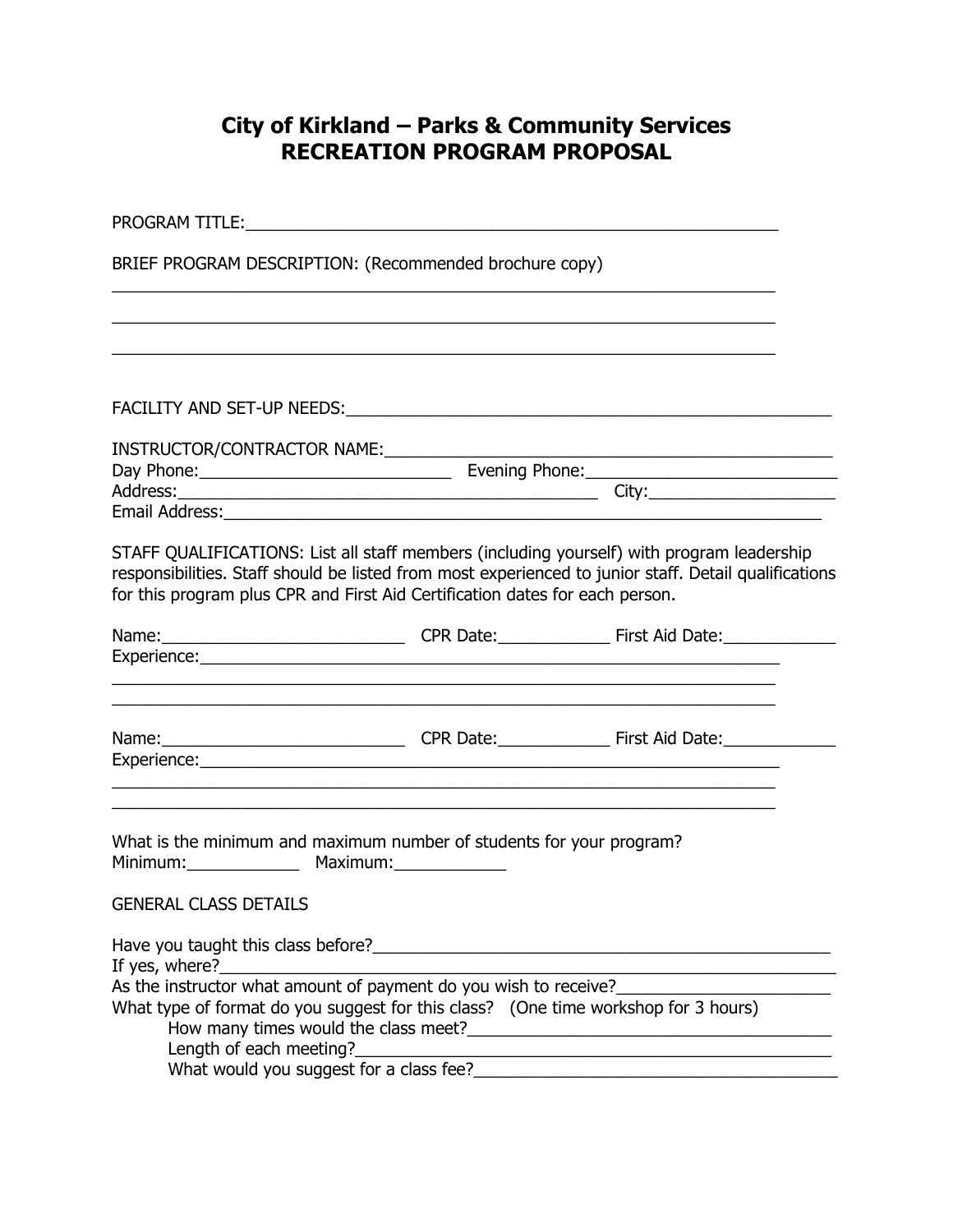# City of Kirkland – Parks & Community Services
## RECREATION PROGRAM PROPOSAL

PROGRAM TITLE:___________________________________________________________

BRIEF PROGRAM DESCRIPTION: (Recommended brochure copy)

_________________________________________________________________________

_________________________________________________________________________

_________________________________________________________________________

FACILITY AND SET-UP NEEDS:_____________________________________________________

INSTRUCTOR/CONTRACTOR NAME:___________________________________________________

Day Phone:___________________________ Evening Phone:___________________________

Address:______________________________________________ City:____________________

Email Address:________________________________________________________________

STAFF QUALIFICATIONS: List all staff members (including yourself) with program leadership responsibilities. Staff should be listed from most experienced to junior staff. Detail qualifications for this program plus CPR and First Aid Certification dates for each person.

Name:__________________________ CPR Date:____________ First Aid Date:____________

Experience:___________________________________________________________________

_________________________________________________________________________

_________________________________________________________________________

Name:__________________________ CPR Date:____________ First Aid Date:____________

Experience:___________________________________________________________________

_________________________________________________________________________

_________________________________________________________________________

What is the minimum and maximum number of students for your program?

Minimum:____________ Maximum:____________

GENERAL CLASS DETAILS

Have you taught this class before?_____________________________________________________

If yes, where?_________________________________________________________________

As the instructor what amount of payment do you wish to receive?_______________________

What type of format do you suggest for this class? (One time workshop for 3 hours)

- How many times would the class meet?_______________________________________
- Length of each meeting?__________________________________________________
- What would you suggest for a class fee?______________________________________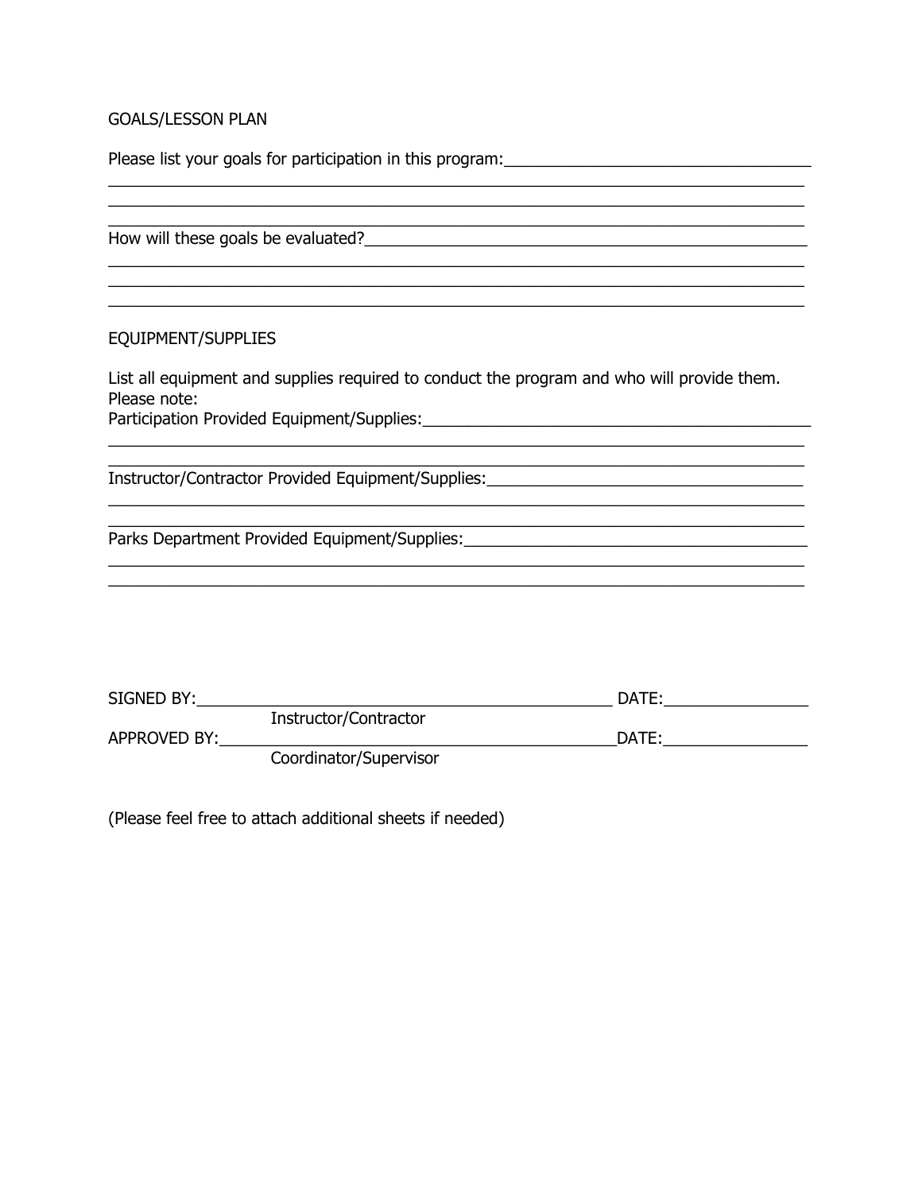## GOALS/LESSON PLAN

Please list your goals for participation in this program:\_\_\_\_\_\_\_\_\_\_\_\_\_\_\_\_\_\_\_\_\_\_\_\_\_\_\_\_\_\_\_\_\_\_

\_\_\_\_\_\_\_\_\_\_\_\_\_\_\_\_\_\_\_\_\_\_\_\_\_\_\_\_\_\_\_\_\_\_\_\_\_\_\_\_\_\_\_\_\_\_\_\_\_\_\_\_\_\_\_\_\_\_\_\_\_\_\_\_\_\_\_\_\_\_\_\_\_\_\_\_\_\_\_\_

\_\_\_\_\_\_\_\_\_\_\_\_\_\_\_\_\_\_\_\_\_\_\_\_\_\_\_\_\_\_\_\_\_\_\_\_\_\_\_\_\_\_\_\_\_\_\_\_\_\_\_\_\_\_\_\_\_\_\_\_\_\_\_\_\_\_\_\_\_\_\_\_\_\_\_\_\_\_\_\_

\_\_\_\_\_\_\_\_\_\_\_\_\_\_\_\_\_\_\_\_\_\_\_\_\_\_\_\_\_\_\_\_\_\_\_\_\_\_\_\_\_\_\_\_\_\_\_\_\_\_\_\_\_\_\_\_\_\_\_\_\_\_\_\_\_\_\_\_\_\_\_\_\_\_\_\_\_\_\_\_

How will these goals be evaluated?\_\_\_\_\_\_\_\_\_\_\_\_\_\_\_\_\_\_\_\_\_\_\_\_\_\_\_\_\_\_\_\_\_\_\_\_\_\_\_\_\_\_\_\_\_\_\_\_

\_\_\_\_\_\_\_\_\_\_\_\_\_\_\_\_\_\_\_\_\_\_\_\_\_\_\_\_\_\_\_\_\_\_\_\_\_\_\_\_\_\_\_\_\_\_\_\_\_\_\_\_\_\_\_\_\_\_\_\_\_\_\_\_\_\_\_\_\_\_\_\_\_\_\_\_\_\_\_\_

\_\_\_\_\_\_\_\_\_\_\_\_\_\_\_\_\_\_\_\_\_\_\_\_\_\_\_\_\_\_\_\_\_\_\_\_\_\_\_\_\_\_\_\_\_\_\_\_\_\_\_\_\_\_\_\_\_\_\_\_\_\_\_\_\_\_\_\_\_\_\_\_\_\_\_\_\_\_\_\_

\_\_\_\_\_\_\_\_\_\_\_\_\_\_\_\_\_\_\_\_\_\_\_\_\_\_\_\_\_\_\_\_\_\_\_\_\_\_\_\_\_\_\_\_\_\_\_\_\_\_\_\_\_\_\_\_\_\_\_\_\_\_\_\_\_\_\_\_\_\_\_\_\_\_\_\_\_\_\_\_

## EQUIPMENT/SUPPLIES

List all equipment and supplies required to conduct the program and who will provide them.
Please note:
Participation Provided Equipment/Supplies:\_\_\_\_\_\_\_\_\_\_\_\_\_\_\_\_\_\_\_\_\_\_\_\_\_\_\_\_\_\_\_\_\_\_\_\_\_\_\_\_\_\_

\_\_\_\_\_\_\_\_\_\_\_\_\_\_\_\_\_\_\_\_\_\_\_\_\_\_\_\_\_\_\_\_\_\_\_\_\_\_\_\_\_\_\_\_\_\_\_\_\_\_\_\_\_\_\_\_\_\_\_\_\_\_\_\_\_\_\_\_\_\_\_\_\_\_\_\_\_\_\_\_

\_\_\_\_\_\_\_\_\_\_\_\_\_\_\_\_\_\_\_\_\_\_\_\_\_\_\_\_\_\_\_\_\_\_\_\_\_\_\_\_\_\_\_\_\_\_\_\_\_\_\_\_\_\_\_\_\_\_\_\_\_\_\_\_\_\_\_\_\_\_\_\_\_\_\_\_\_\_\_\_

Instructor/Contractor Provided Equipment/Supplies:\_\_\_\_\_\_\_\_\_\_\_\_\_\_\_\_\_\_\_\_\_\_\_\_\_\_\_\_\_\_\_\_\_\_\_

\_\_\_\_\_\_\_\_\_\_\_\_\_\_\_\_\_\_\_\_\_\_\_\_\_\_\_\_\_\_\_\_\_\_\_\_\_\_\_\_\_\_\_\_\_\_\_\_\_\_\_\_\_\_\_\_\_\_\_\_\_\_\_\_\_\_\_\_\_\_\_\_\_\_\_\_\_\_\_\_

\_\_\_\_\_\_\_\_\_\_\_\_\_\_\_\_\_\_\_\_\_\_\_\_\_\_\_\_\_\_\_\_\_\_\_\_\_\_\_\_\_\_\_\_\_\_\_\_\_\_\_\_\_\_\_\_\_\_\_\_\_\_\_\_\_\_\_\_\_\_\_\_\_\_\_\_\_\_\_\_

Parks Department Provided Equipment/Supplies:\_\_\_\_\_\_\_\_\_\_\_\_\_\_\_\_\_\_\_\_\_\_\_\_\_\_\_\_\_\_\_\_\_\_\_\_\_\_

\_\_\_\_\_\_\_\_\_\_\_\_\_\_\_\_\_\_\_\_\_\_\_\_\_\_\_\_\_\_\_\_\_\_\_\_\_\_\_\_\_\_\_\_\_\_\_\_\_\_\_\_\_\_\_\_\_\_\_\_\_\_\_\_\_\_\_\_\_\_\_\_\_\_\_\_\_\_\_\_

\_\_\_\_\_\_\_\_\_\_\_\_\_\_\_\_\_\_\_\_\_\_\_\_\_\_\_\_\_\_\_\_\_\_\_\_\_\_\_\_\_\_\_\_\_\_\_\_\_\_\_\_\_\_\_\_\_\_\_\_\_\_\_\_\_\_\_\_\_\_\_\_\_\_\_\_\_\_\_\_

SIGNED BY:\_\_\_\_\_\_\_\_\_\_\_\_\_\_\_\_\_\_\_\_\_\_\_\_\_\_\_\_\_\_\_\_\_\_\_\_\_\_\_\_\_\_\_\_\_\_\_ DATE:\_\_\_\_\_\_\_\_\_\_\_\_\_\_\_\_
Instructor/Contractor

APPROVED BY:\_\_\_\_\_\_\_\_\_\_\_\_\_\_\_\_\_\_\_\_\_\_\_\_\_\_\_\_\_\_\_\_\_\_\_\_\_\_\_\_\_\_\_\_\_DATE:\_\_\_\_\_\_\_\_\_\_\_\_\_\_\_\_
Coordinator/Supervisor

(Please feel free to attach additional sheets if needed)